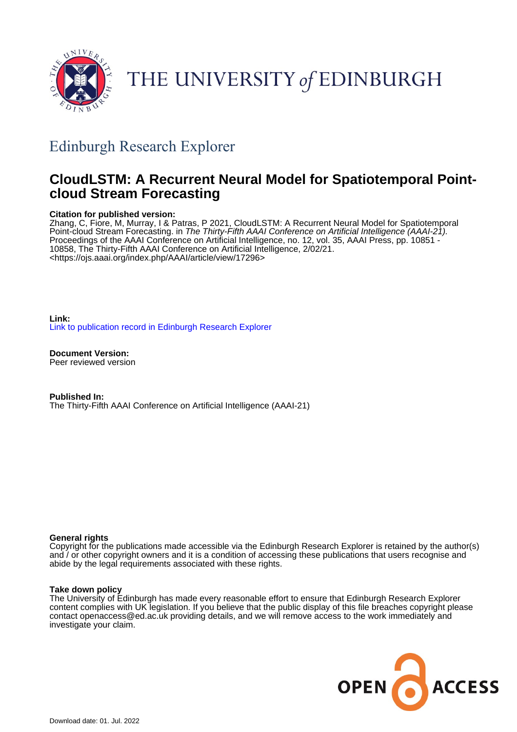THE UNIVERSITY *of* EDINBURGH

## Edinburgh Research Explorer

# CloudLSTM: A Recurrent Neural Model for Spatiotemporal Point-cloud Stream Forecasting

**Citation for published version:**
Zhang, C, Fiore, M, Murray, I & Patras, P 2021, CloudLSTM: A Recurrent Neural Model for Spatiotemporal Point-cloud Stream Forecasting. in *The Thirty-Fifth AAAI Conference on Artificial Intelligence (AAAI-21).* Proceedings of the AAAI Conference on Artificial Intelligence, no. 12, vol. 35, AAAI Press, pp. 10851 - 10858, The Thirty-Fifth AAAI Conference on Artificial Intelligence, 2/02/21. <https://ojs.aaai.org/index.php/AAAI/article/view/17296>

**Link:**
Link to publication record in Edinburgh Research Explorer

**Document Version:**
Peer reviewed version

**Published In:**
The Thirty-Fifth AAAI Conference on Artificial Intelligence (AAAI-21)

**General rights**
Copyright for the publications made accessible via the Edinburgh Research Explorer is retained by the author(s) and / or other copyright owners and it is a condition of accessing these publications that users recognise and abide by the legal requirements associated with these rights.

**Take down policy**
The University of Edinburgh has made every reasonable effort to ensure that Edinburgh Research Explorer content complies with UK legislation. If you believe that the public display of this file breaches copyright please contact openaccess@ed.ac.uk providing details, and we will remove access to the work immediately and investigate your claim.

OPEN ACCESS

Download date: 01. Jul. 2022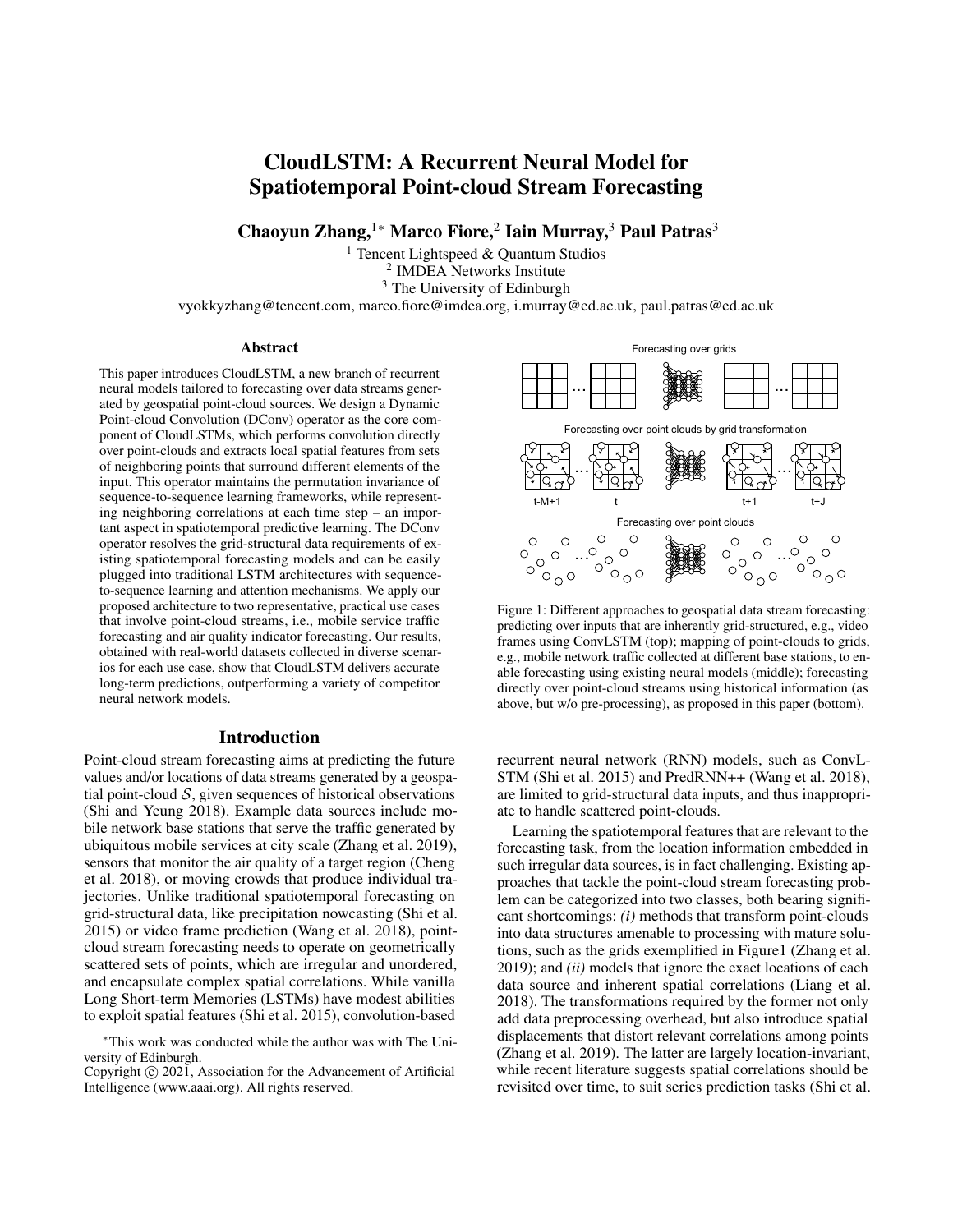# CloudLSTM: A Recurrent Neural Model for Spatiotemporal Point-cloud Stream Forecasting

**Chaoyun Zhang,**[1]* **Marco Fiore,**[2] **Iain Murray,**[3] **Paul Patras**[3]

[1] Tencent Lightspeed & Quantum Studios
[2] IMDEA Networks Institute
[3] The University of Edinburgh

vyokkyzhang@tencent.com, marco.fiore@imdea.org, i.murray@ed.ac.uk, paul.patras@ed.ac.uk

### Abstract

This paper introduces CloudLSTM, a new branch of recurrent neural models tailored to forecasting over data streams generated by geospatial point-cloud sources. We design a Dynamic Point-cloud Convolution (DConv) operator as the core component of CloudLSTMs, which performs convolution directly over point-clouds and extracts local spatial features from sets of neighboring points that surround different elements of the input. This operator maintains the permutation invariance of sequence-to-sequence learning frameworks, while representing neighboring correlations at each time step – an important aspect in spatiotemporal predictive learning. The DConv operator resolves the grid-structural data requirements of existing spatiotemporal forecasting models and can be easily plugged into traditional LSTM architectures with sequence-to-sequence learning and attention mechanisms. We apply our proposed architecture to two representative, practical use cases that involve point-cloud streams, i.e., mobile service traffic forecasting and air quality indicator forecasting. Our results, obtained with real-world datasets collected in diverse scenarios for each use case, show that CloudLSTM delivers accurate long-term predictions, outperforming a variety of competitor neural network models.

Forecasting over grids

Forecasting over point clouds by grid transformation

t-M+1 t t+1 t+J

Forecasting over point clouds

Figure 1: Different approaches to geospatial data stream forecasting: predicting over inputs that are inherently grid-structured, e.g., video frames using ConvLSTM (top); mapping of point-clouds to grids, e.g., mobile network traffic collected at different base stations, to enable forecasting using existing neural models (middle); forecasting directly over point-cloud streams using historical information (as above, but w/o pre-processing), as proposed in this paper (bottom).

## Introduction

Point-cloud stream forecasting aims at predicting the future values and/or locations of data streams generated by a geospatial point-cloud $\mathcal{S}$, given sequences of historical observations (Shi and Yeung 2018). Example data sources include mobile network base stations that serve the traffic generated by ubiquitous mobile services at city scale (Zhang et al. 2019), sensors that monitor the air quality of a target region (Cheng et al. 2018), or moving crowds that produce individual trajectories. Unlike traditional spatiotemporal forecasting on grid-structural data, like precipitation nowcasting (Shi et al. 2015) or video frame prediction (Wang et al. 2018), point-cloud stream forecasting needs to operate on geometrically scattered sets of points, which are irregular and unordered, and encapsulate complex spatial correlations. While vanilla Long Short-term Memories (LSTMs) have modest abilities to exploit spatial features (Shi et al. 2015), convolution-based recurrent neural network (RNN) models, such as ConvLSTM (Shi et al. 2015) and PredRNN++ (Wang et al. 2018), are limited to grid-structural data inputs, and thus inappropriate to handle scattered point-clouds.

Learning the spatiotemporal features that are relevant to the forecasting task, from the location information embedded in such irregular data sources, is in fact challenging. Existing approaches that tackle the point-cloud stream forecasting problem can be categorized into two classes, both bearing significant shortcomings: *(i)* methods that transform point-clouds into data structures amenable to processing with mature solutions, such as the grids exemplified in Figure1 (Zhang et al. 2019); and *(ii)* models that ignore the exact locations of each data source and inherent spatial correlations (Liang et al. 2018). The transformations required by the former not only add data preprocessing overhead, but also introduce spatial displacements that distort relevant correlations among points (Zhang et al. 2019). The latter are largely location-invariant, while recent literature suggests spatial correlations should be revisited over time, to suit series prediction tasks (Shi et al.

*This work was conducted while the author was with The University of Edinburgh.

Copyright © 2021, Association for the Advancement of Artificial Intelligence (www.aaai.org). All rights reserved.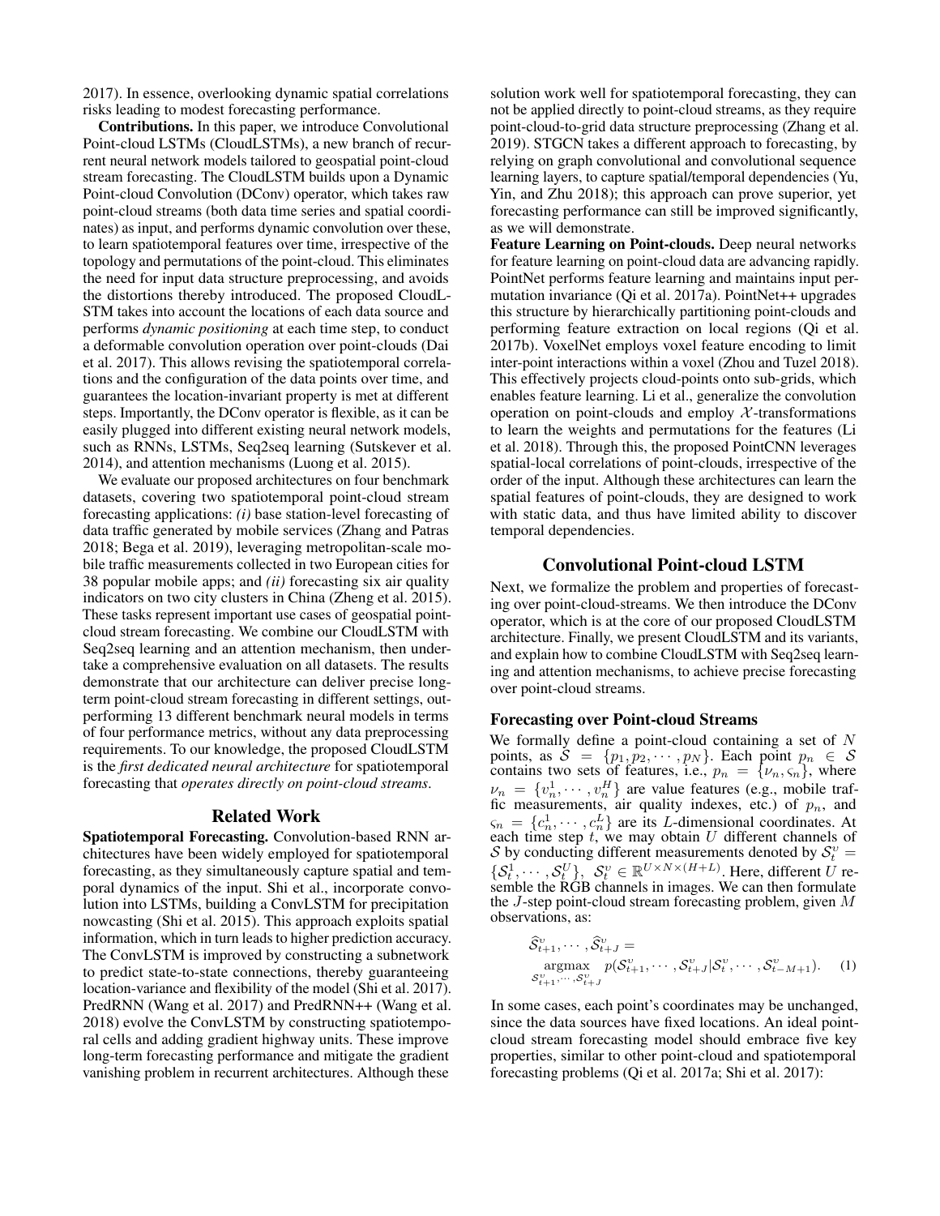2017). In essence, overlooking dynamic spatial correlations risks leading to modest forecasting performance.

**Contributions.** In this paper, we introduce Convolutional Point-cloud LSTMs (CloudLSTMs), a new branch of recurrent neural network models tailored to geospatial point-cloud stream forecasting. The CloudLSTM builds upon a Dynamic Point-cloud Convolution (DConv) operator, which takes raw point-cloud streams (both data time series and spatial coordinates) as input, and performs dynamic convolution over these, to learn spatiotemporal features over time, irrespective of the topology and permutations of the point-cloud. This eliminates the need for input data structure preprocessing, and avoids the distortions thereby introduced. The proposed CloudLSTM takes into account the locations of each data source and performs *dynamic positioning* at each time step, to conduct a deformable convolution operation over point-clouds (Dai et al. 2017). This allows revising the spatiotemporal correlations and the configuration of the data points over time, and guarantees the location-invariant property is met at different steps. Importantly, the DConv operator is flexible, as it can be easily plugged into different existing neural network models, such as RNNs, LSTMs, Seq2seq learning (Sutskever et al. 2014), and attention mechanisms (Luong et al. 2015).

We evaluate our proposed architectures on four benchmark datasets, covering two spatiotemporal point-cloud stream forecasting applications: *(i)* base station-level forecasting of data traffic generated by mobile services (Zhang and Patras 2018; Bega et al. 2019), leveraging metropolitan-scale mobile traffic measurements collected in two European cities for 38 popular mobile apps; and *(ii)* forecasting six air quality indicators on two city clusters in China (Zheng et al. 2015). These tasks represent important use cases of geospatial point-cloud stream forecasting. We combine our CloudLSTM with Seq2seq learning and an attention mechanism, then undertake a comprehensive evaluation on all datasets. The results demonstrate that our architecture can deliver precise long-term point-cloud stream forecasting in different settings, outperforming 13 different benchmark neural models in terms of four performance metrics, without any data preprocessing requirements. To our knowledge, the proposed CloudLSTM is the *first dedicated neural architecture* for spatiotemporal forecasting that *operates directly on point-cloud streams*.

## Related Work

**Spatiotemporal Forecasting.** Convolution-based RNN architectures have been widely employed for spatiotemporal forecasting, as they simultaneously capture spatial and temporal dynamics of the input. Shi et al., incorporate convolution into LSTMs, building a ConvLSTM for precipitation nowcasting (Shi et al. 2015). This approach exploits spatial information, which in turn leads to higher prediction accuracy. The ConvLSTM is improved by constructing a subnetwork to predict state-to-state connections, thereby guaranteeing location-variance and flexibility of the model (Shi et al. 2017). PredRNN (Wang et al. 2017) and PredRNN++ (Wang et al. 2018) evolve the ConvLSTM by constructing spatiotemporal cells and adding gradient highway units. These improve long-term forecasting performance and mitigate the gradient vanishing problem in recurrent architectures. Although these solution work well for spatiotemporal forecasting, they can not be applied directly to point-cloud streams, as they require point-cloud-to-grid data structure preprocessing (Zhang et al. 2019). STGCN takes a different approach to forecasting, by relying on graph convolutional and convolutional sequence learning layers, to capture spatial/temporal dependencies (Yu, Yin, and Zhu 2018); this approach can prove superior, yet forecasting performance can still be improved significantly, as we will demonstrate.

**Feature Learning on Point-clouds.** Deep neural networks for feature learning on point-cloud data are advancing rapidly. PointNet performs feature learning and maintains input permutation invariance (Qi et al. 2017a). PointNet++ upgrades this structure by hierarchically partitioning point-clouds and performing feature extraction on local regions (Qi et al. 2017b). VoxelNet employs voxel feature encoding to limit inter-point interactions within a voxel (Zhou and Tuzel 2018). This effectively projects cloud-points onto sub-grids, which enables feature learning. Li et al., generalize the convolution operation on point-clouds and employ $\mathcal{X}$-transformations to learn the weights and permutations for the features (Li et al. 2018). Through this, the proposed PointCNN leverages spatial-local correlations of point-clouds, irrespective of the order of the input. Although these architectures can learn the spatial features of point-clouds, they are designed to work with static data, and thus have limited ability to discover temporal dependencies.

## Convolutional Point-cloud LSTM

Next, we formalize the problem and properties of forecasting over point-cloud-streams. We then introduce the DConv operator, which is at the core of our proposed CloudLSTM architecture. Finally, we present CloudLSTM and its variants, and explain how to combine CloudLSTM with Seq2seq learning and attention mechanisms, to achieve precise forecasting over point-cloud streams.

### Forecasting over Point-cloud Streams

We formally define a point-cloud containing a set of $N$ points, as $\mathcal{S} = \{p_1, p_2, \cdots, p_N\}$. Each point $p_n \in \mathcal{S}$ contains two sets of features, i.e., $p_n = \{\nu_n, \varsigma_n\}$, where $\nu_n = \{v_n^1, \cdots, v_n^H\}$ are value features (e.g., mobile traffic measurements, air quality indexes, etc.) of $p_n$, and $\varsigma_n = \{c_n^1, \cdots, c_n^L\}$ are its $L$-dimensional coordinates. At each time step $t$, we may obtain $U$ different channels of $\mathcal{S}$ by conducting different measurements denoted by $\mathcal{S}_t^\upsilon = \{\mathcal{S}_t^1, \cdots, \mathcal{S}_t^U\}$, $\mathcal{S}_t^\upsilon \in \mathbb{R}^{U \times N \times (H+L)}$. Here, different $U$ resemble the RGB channels in images. We can then formulate the $J$-step point-cloud stream forecasting problem, given $M$ observations, as:

$$\widehat{\mathcal{S}}_{t+1}^\upsilon, \cdots, \widehat{\mathcal{S}}_{t+J}^\upsilon = \underset{\mathcal{S}_{t+1}^\upsilon, \cdots, \mathcal{S}_{t+J}^\upsilon}{\operatorname{argmax}} \; p(\mathcal{S}_{t+1}^\upsilon, \cdots, \mathcal{S}_{t+J}^\upsilon | \mathcal{S}_t^\upsilon, \cdots, \mathcal{S}_{t-M+1}^\upsilon). \quad (1)$$

In some cases, each point's coordinates may be unchanged, since the data sources have fixed locations. An ideal point-cloud stream forecasting model should embrace five key properties, similar to other point-cloud and spatiotemporal forecasting problems (Qi et al. 2017a; Shi et al. 2017):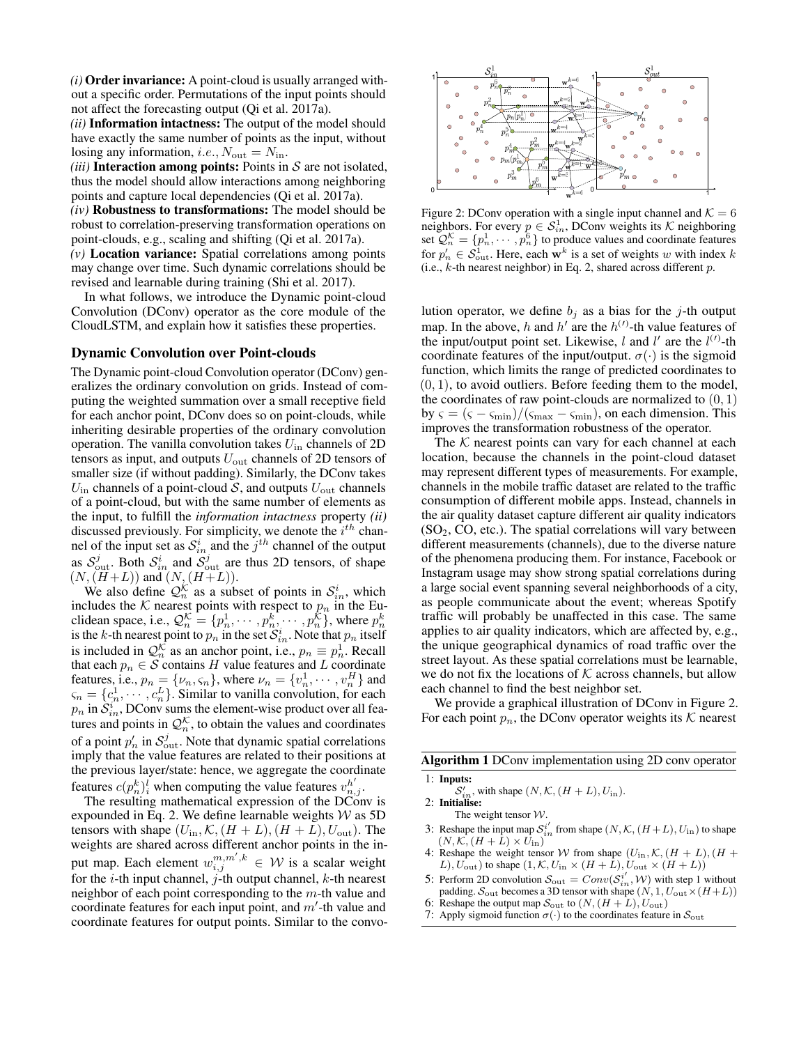*(i)* **Order invariance:** A point-cloud is usually arranged without a specific order. Permutations of the input points should not affect the forecasting output (Qi et al. 2017a).
*(ii)* **Information intactness:** The output of the model should have exactly the same number of points as the input, without losing any information, *i.e.*, $N_{\text{out}} = N_{\text{in}}$.
*(iii)* **Interaction among points:** Points in $\mathcal{S}$ are not isolated, thus the model should allow interactions among neighboring points and capture local dependencies (Qi et al. 2017a).
*(iv)* **Robustness to transformations:** The model should be robust to correlation-preserving transformation operations on point-clouds, e.g., scaling and shifting (Qi et al. 2017a).
*(v)* **Location variance:** Spatial correlations among points may change over time. Such dynamic correlations should be revised and learnable during training (Shi et al. 2017).

In what follows, we introduce the Dynamic point-cloud Convolution (DConv) operator as the core module of the CloudLSTM, and explain how it satisfies these properties.

## Dynamic Convolution over Point-clouds

The Dynamic point-cloud Convolution operator (DConv) generalizes the ordinary convolution on grids. Instead of computing the weighted summation over a small receptive field for each anchor point, DConv does so on point-clouds, while inheriting desirable properties of the ordinary convolution operation. The vanilla convolution takes $U_{\text{in}}$ channels of 2D tensors as input, and outputs $U_{\text{out}}$ channels of 2D tensors of smaller size (if without padding). Similarly, the DConv takes $U_{\text{in}}$ channels of a point-cloud $\mathcal{S}$, and outputs $U_{\text{out}}$ channels of a point-cloud, but with the same number of elements as the input, to fulfill the *information intactness* property *(ii)* discussed previously. For simplicity, we denote the $i^{th}$ channel of the input set as $\mathcal{S}^i_{in}$ and the $j^{th}$ channel of the output as $\mathcal{S}^j_{\text{out}}$. Both $\mathcal{S}^i_{in}$ and $\mathcal{S}^j_{\text{out}}$ are thus 2D tensors, of shape $(N, (H+L))$ and $(N, (H+L))$.

We also define $\mathcal{Q}^{\mathcal{K}}_n$ as a subset of points in $\mathcal{S}^i_{in}$, which includes the $\mathcal{K}$ nearest points with respect to $p_n$ in the Euclidean space, i.e., $\mathcal{Q}^{\mathcal{K}}_n = \{p^1_n, \cdots, p^k_n, \cdots, p^{\mathcal{K}}_n\}$, where $p^k_n$ is the $k$-th nearest point to $p_n$ in the set $\mathcal{S}^i_{in}$. Note that $p_n$ itself is included in $\mathcal{Q}^{\mathcal{K}}_n$ as an anchor point, i.e., $p_n \equiv p^1_n$. Recall that each $p_n \in \mathcal{S}$ contains $H$ value features and $L$ coordinate features, i.e., $p_n = \{\nu_n, \varsigma_n\}$, where $\nu_n = \{v^1_n, \cdots, v^H_n\}$ and $\varsigma_n = \{c^1_n, \cdots, c^L_n\}$. Similar to vanilla convolution, for each $p_n$ in $\mathcal{S}^i_{in}$, DConv sums the element-wise product over all features and points in $\mathcal{Q}^{\mathcal{K}}_n$, to obtain the values and coordinates of a point $p'_n$ in $\mathcal{S}^j_{\text{out}}$. Note that dynamic spatial correlations imply that the value features are related to their positions at the previous layer/state: hence, we aggregate the coordinate features $c(p^k_n)^l_i$ when computing the value features $v^{h'}_{n,j}$.

The resulting mathematical expression of the DConv is expounded in Eq. 2. We define learnable weights $\mathcal{W}$ as 5D tensors with shape $(U_{\text{in}}, \mathcal{K}, (H+L), (H+L), U_{\text{out}})$. The weights are shared across different anchor points in the input map. Each element $w^{m,m',k}_{i,j} \in \mathcal{W}$ is a scalar weight for the $i$-th input channel, $j$-th output channel, $k$-th nearest neighbor of each point corresponding to the $m$-th value and coordinate features for each input point, and $m'$-th value and coordinate features for output points. Similar to the convolution operator, we define $b_j$ as a bias for the $j$-th output map. In the above, $h$ and $h'$ are the $h^{(\prime)}$-th value features of the input/output point set. Likewise, $l$ and $l'$ are the $l^{(\prime)}$-th coordinate features of the input/output. $\sigma(\cdot)$ is the sigmoid function, which limits the range of predicted coordinates to $(0, 1)$, to avoid outliers. Before feeding them to the model, the coordinates of raw point-clouds are normalized to $(0, 1)$ by $\varsigma = (\varsigma - \varsigma_{\min})/(\varsigma_{\max} - \varsigma_{\min})$, on each dimension. This improves the transformation robustness of the operator.

Figure 2: DConv operation with a single input channel and $\mathcal{K} = 6$ neighbors. For every $p \in \mathcal{S}^1_{in}$, DConv weights its $\mathcal{K}$ neighboring set $\mathcal{Q}^{\mathcal{K}}_n = \{p^1_n, \cdots, p^6_n\}$ to produce values and coordinate features for $p'_n \in \mathcal{S}^1_{\text{out}}$. Here, each $\mathbf{w}^k$ is a set of weights $w$ with index $k$ (i.e., $k$-th nearest neighbor) in Eq. 2, shared across different $p$.

The $\mathcal{K}$ nearest points can vary for each channel at each location, because the channels in the point-cloud dataset may represent different types of measurements. For example, channels in the mobile traffic dataset are related to the traffic consumption of different mobile apps. Instead, channels in the air quality dataset capture different air quality indicators ($SO_2$, CO, etc.). The spatial correlations will vary between different measurements (channels), due to the diverse nature of the phenomena producing them. For instance, Facebook or Instagram usage may show strong spatial correlations during a large social event spanning several neighborhoods of a city, as people communicate about the event; whereas Spotify traffic will probably be unaffected in this case. The same applies to air quality indicators, which are affected by, e.g., the unique geographical dynamics of road traffic over the street layout. As these spatial correlations must be learnable, we do not fix the locations of $\mathcal{K}$ across channels, but allow each channel to find the best neighbor set.

We provide a graphical illustration of DConv in Figure 2. For each point $p_n$, the DConv operator weights its $\mathcal{K}$ nearest

**Algorithm 1** DConv implementation using 2D conv operator

1: **Inputs:**
   $\mathcal{S}'_{in}$, with shape $(N, \mathcal{K}, (H+L), U_{\text{in}})$.
2: **Initialise:**
   The weight tensor $\mathcal{W}$.
3: Reshape the input map $\mathcal{S}^{i'}_{in}$ from shape $(N, \mathcal{K}, (H+L), U_{\text{in}})$ to shape $(N, \mathcal{K}, (H+L) \times U_{\text{in}})$
4: Reshape the weight tensor $\mathcal{W}$ from shape $(U_{\text{in}}, \mathcal{K}, (H+L), (H+L), U_{\text{out}})$ to shape $(1, \mathcal{K}, U_{\text{in}} \times (H+L), U_{\text{out}} \times (H+L))$
5: Perform 2D convolution $\mathcal{S}_{\text{out}} = Conv(\mathcal{S}^{i'}_{in}, \mathcal{W})$ with step 1 without padding. $\mathcal{S}_{\text{out}}$ becomes a 3D tensor with shape $(N, 1, U_{\text{out}} \times (H+L))$
6: Reshape the output map $\mathcal{S}_{\text{out}}$ to $(N, (H+L), U_{\text{out}})$
7: Apply sigmoid function $\sigma(\cdot)$ to the coordinates feature in $\mathcal{S}_{\text{out}}$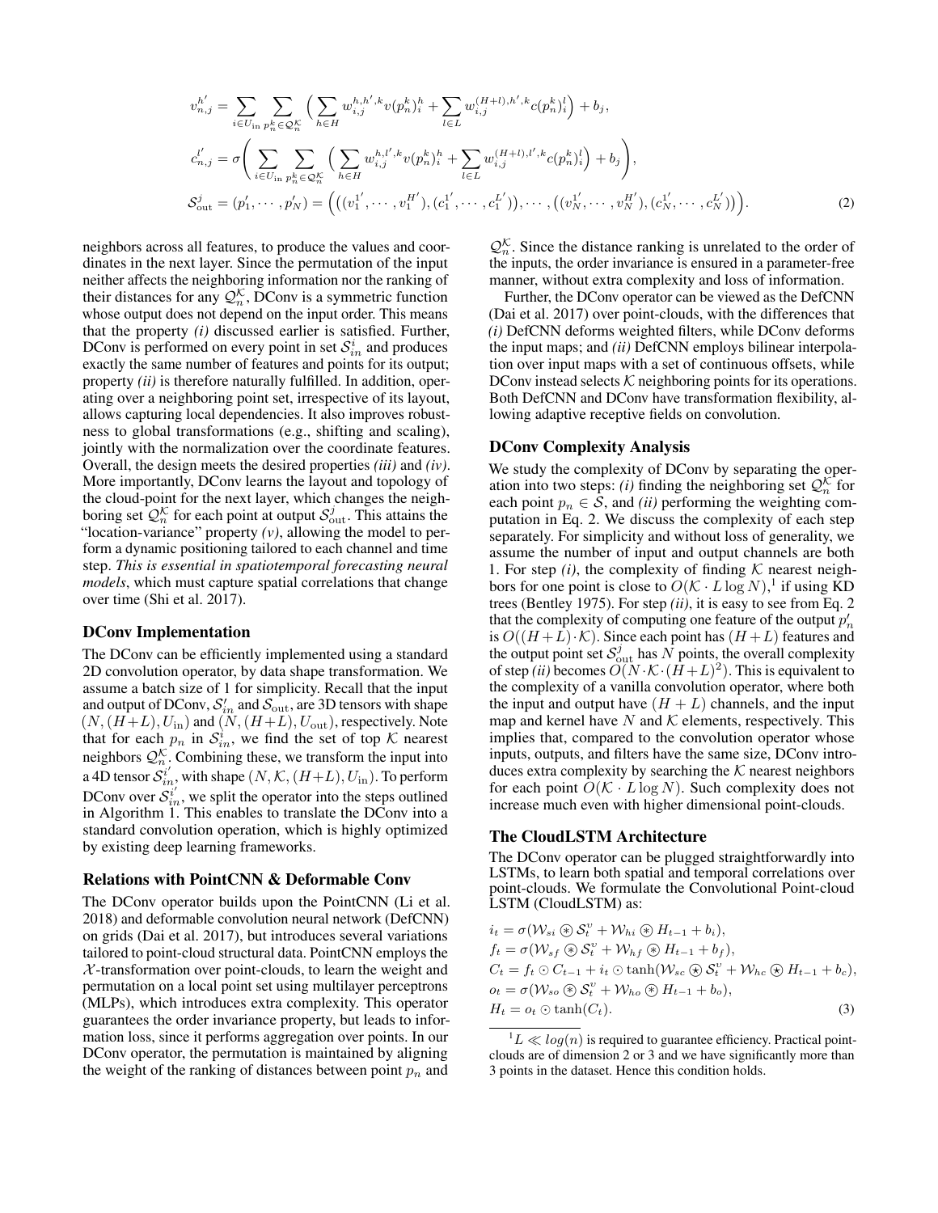$$
\begin{aligned}
v_{n,j}^{h'} &= \sum_{i\in U_{\text{in}}} \sum_{p_n^k \in \mathcal{Q}_n^{\mathcal{K}}} \Big( \sum_{h\in H} w_{i,j}^{h,h',k} v(p_n^k)_i^h + \sum_{l\in L} w_{i,j}^{(H+l),h',k} c(p_n^k)_i^l \Big) + b_j, \\
c_{n,j}^{l'} &= \sigma\Bigg( \sum_{i\in U_{\text{in}}} \sum_{p_n^k \in \mathcal{Q}_n^{\mathcal{K}}} \Big( \sum_{h\in H} w_{i,j}^{h,l',k} v(p_n^k)_i^h + \sum_{l\in L} w_{i,j}^{(H+l),l',k} c(p_n^k)_i^l \Big) + b_j \Bigg), \\
\mathcal{S}_{\text{out}}^j &= (p_1', \cdots, p_N') = \Big( \big((v_1^{1'}, \cdots, v_1^{H'}), (c_1^{1'}, \cdots, c_1^{L'})\big), \cdots, \big((v_N^{1'}, \cdots, v_N^{H'}), (c_N^{1'}, \cdots, c_N^{L'})\big) \Big).
\end{aligned}
\tag{2}
$$

neighbors across all features, to produce the values and coordinates in the next layer. Since the permutation of the input neither affects the neighboring information nor the ranking of their distances for any $\mathcal{Q}_n^{\mathcal{K}}$, DConv is a symmetric function whose output does not depend on the input order. This means that the property *(i)* discussed earlier is satisfied. Further, DConv is performed on every point in set $\mathcal{S}_{in}^i$ and produces exactly the same number of features and points for its output; property *(ii)* is therefore naturally fulfilled. In addition, operating over a neighboring point set, irrespective of its layout, allows capturing local dependencies. It also improves robustness to global transformations (e.g., shifting and scaling), jointly with the normalization over the coordinate features. Overall, the design meets the desired properties *(iii)* and *(iv)*. More importantly, DConv learns the layout and topology of the cloud-point for the next layer, which changes the neighboring set $\mathcal{Q}_n^{\mathcal{K}}$ for each point at output $\mathcal{S}_{\text{out}}^j$. This attains the "location-variance" property *(v)*, allowing the model to perform a dynamic positioning tailored to each channel and time step. *This is essential in spatiotemporal forecasting neural models*, which must capture spatial correlations that change over time (Shi et al. 2017).

## DConv Implementation

The DConv can be efficiently implemented using a standard 2D convolution operator, by data shape transformation. We assume a batch size of 1 for simplicity. Recall that the input and output of DConv, $\mathcal{S}_{in}^i$ and $\mathcal{S}_{\text{out}}$, are 3D tensors with shape $(N, (H+L), U_{\text{in}})$ and $(N, (H+L), U_{\text{out}})$, respectively. Note that for each $p_n$ in $\mathcal{S}_{in}^i$, we find the set of top $\mathcal{K}$ nearest neighbors $\mathcal{Q}_n^{\mathcal{K}}$. Combining these, we transform the input into a 4D tensor $\mathcal{S}_{in}^{i'}$, with shape $(N, \mathcal{K}, (H+L), U_{\text{in}})$. To perform DConv over $\mathcal{S}_{in}^{i'}$, we split the operator into the steps outlined in Algorithm 1. This enables to translate the DConv into a standard convolution operation, which is highly optimized by existing deep learning frameworks.

## Relations with PointCNN & Deformable Conv

The DConv operator builds upon the PointCNN (Li et al. 2018) and deformable convolution neural network (DefCNN) on grids (Dai et al. 2017), but introduces several variations tailored to point-cloud structural data. PointCNN employs the $\mathcal{X}$-transformation over point-clouds, to learn the weight and permutation on a local point set using multilayer perceptrons (MLPs), which introduces extra complexity. This operator guarantees the order invariance property, but leads to information loss, since it performs aggregation over points. In our DConv operator, the permutation is maintained by aligning the weight of the ranking of distances between point $p_n$ and $\mathcal{Q}_n^{\mathcal{K}}$. Since the distance ranking is unrelated to the order of the inputs, the order invariance is ensured in a parameter-free manner, without extra complexity and loss of information.

Further, the DConv operator can be viewed as the DefCNN (Dai et al. 2017) over point-clouds, with the differences that *(i)* DefCNN deforms weighted filters, while DConv deforms the input maps; and *(ii)* DefCNN employs bilinear interpolation over input maps with a set of continuous offsets, while DConv instead selects $\mathcal{K}$ neighboring points for its operations. Both DefCNN and DConv have transformation flexibility, allowing adaptive receptive fields on convolution.

## DConv Complexity Analysis

We study the complexity of DConv by separating the operation into two steps: *(i)* finding the neighboring set $\mathcal{Q}_n^{\mathcal{K}}$ for each point $p_n \in \mathcal{S}$, and *(ii)* performing the weighting computation in Eq. 2. We discuss the complexity of each step separately. For simplicity and without loss of generality, we assume the number of input and output channels are both 1. For step *(i)*, the complexity of finding $\mathcal{K}$ nearest neighbors for one point is close to $O(\mathcal{K} \cdot L \log N)$,[1] if using KD trees (Bentley 1975). For step *(ii)*, it is easy to see from Eq. 2 that the complexity of computing one feature of the output $p_n'$ is $O((H+L)\cdot\mathcal{K})$. Since each point has $(H+L)$ features and the output point set $\mathcal{S}_{\text{out}}^j$ has $N$ points, the overall complexity of step *(ii)* becomes $O(N\cdot\mathcal{K}\cdot(H+L)^2)$. This is equivalent to the complexity of a vanilla convolution operator, where both the input and output have $(H+L)$ channels, and the input map and kernel have $N$ and $\mathcal{K}$ elements, respectively. This implies that, compared to the convolution operator whose inputs, outputs, and filters have the same size, DConv introduces extra complexity by searching the $\mathcal{K}$ nearest neighbors for each point $O(\mathcal{K} \cdot L \log N)$. Such complexity does not increase much even with higher dimensional point-clouds.

## The CloudLSTM Architecture

The DConv operator can be plugged straightforwardly into LSTMs, to learn both spatial and temporal correlations over point-clouds. We formulate the Convolutional Point-cloud LSTM (CloudLSTM) as:

$$
\begin{aligned}
i_t &= \sigma(\mathcal{W}_{si} \circledast \mathcal{S}_t^v + \mathcal{W}_{hi} \circledast H_{t-1} + b_i), \\
f_t &= \sigma(\mathcal{W}_{sf} \circledast \mathcal{S}_t^v + \mathcal{W}_{hf} \circledast H_{t-1} + b_f), \\
C_t &= f_t \odot C_{t-1} + i_t \odot \tanh(\mathcal{W}_{sc} \circledast \mathcal{S}_t^v + \mathcal{W}_{hc} \circledast H_{t-1} + b_c), \\
o_t &= \sigma(\mathcal{W}_{so} \circledast \mathcal{S}_t^v + \mathcal{W}_{ho} \circledast H_{t-1} + b_o), \\
H_t &= o_t \odot \tanh(C_t).
\end{aligned}
\tag{3}
$$

[1] $L \ll log(n)$ is required to guarantee efficiency. Practical point-clouds are of dimension 2 or 3 and we have significantly more than 3 points in the dataset. Hence this condition holds.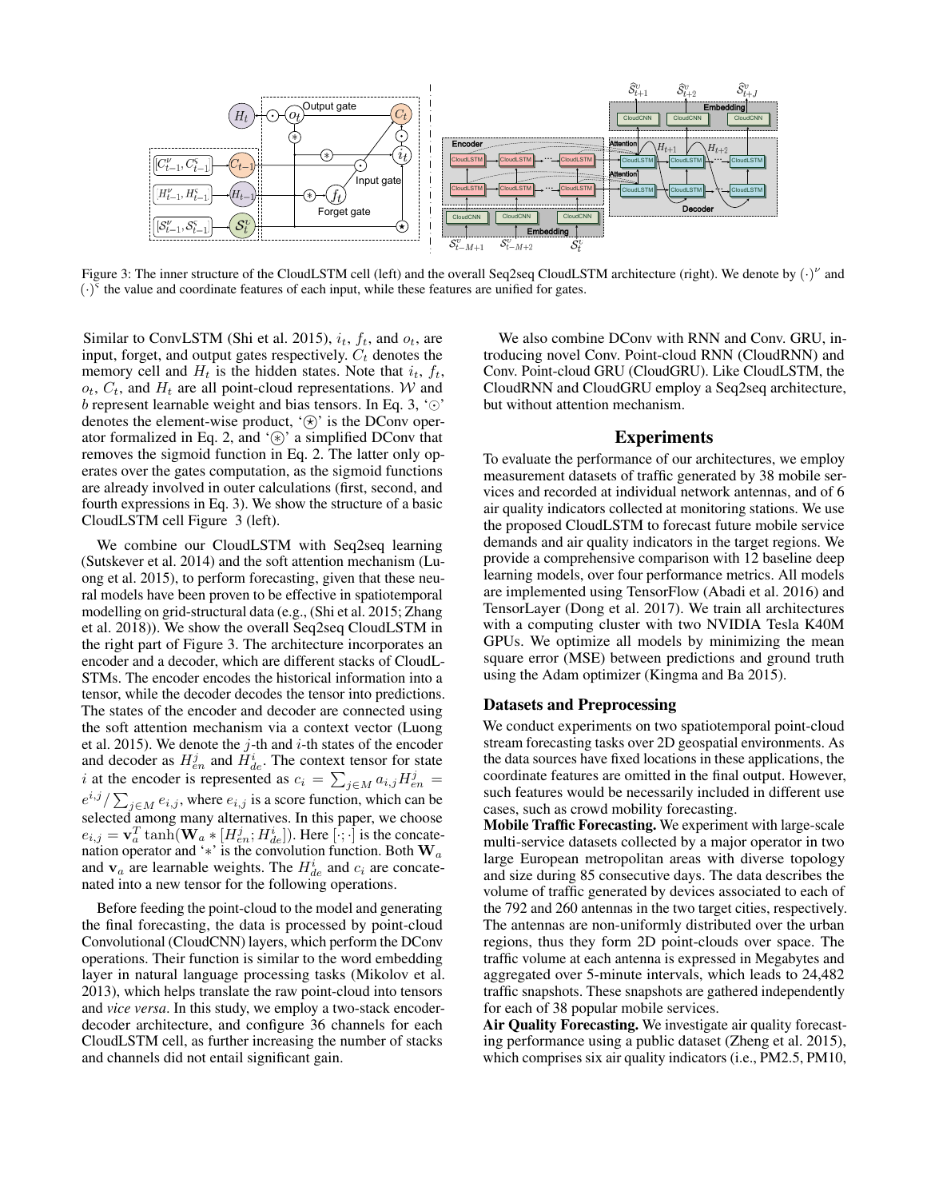Figure 3: The inner structure of the CloudLSTM cell (left) and the overall Seq2seq CloudLSTM architecture (right). We denote by $(\cdot)^\nu$ and $(\cdot)^\varsigma$ the value and coordinate features of each input, while these features are unified for gates.

Similar to ConvLSTM (Shi et al. 2015), $i_t$, $f_t$, and $o_t$, are input, forget, and output gates respectively. $C_t$ denotes the memory cell and $H_t$ is the hidden states. Note that $i_t$, $f_t$, $o_t$, $C_t$, and $H_t$ are all point-cloud representations. $\mathcal{W}$ and $b$ represent learnable weight and bias tensors. In Eq. 3, '$\odot$' denotes the element-wise product, '$\circledast$' is the DConv operator formalized in Eq. 2, and '$\circledast$' a simplified DConv that removes the sigmoid function in Eq. 2. The latter only operates over the gates computation, as the sigmoid functions are already involved in outer calculations (first, second, and fourth expressions in Eq. 3). We show the structure of a basic CloudLSTM cell Figure 3 (left).

We combine our CloudLSTM with Seq2seq learning (Sutskever et al. 2014) and the soft attention mechanism (Luong et al. 2015), to perform forecasting, given that these neural models have been proven to be effective in spatiotemporal modelling on grid-structural data (e.g., (Shi et al. 2015; Zhang et al. 2018)). We show the overall Seq2seq CloudLSTM in the right part of Figure 3. The architecture incorporates an encoder and a decoder, which are different stacks of CloudLSTMs. The encoder encodes the historical information into a tensor, while the decoder decodes the tensor into predictions. The states of the encoder and decoder are connected using the soft attention mechanism via a context vector (Luong et al. 2015). We denote the $j$-th and $i$-th states of the encoder and decoder as $H^j_{en}$ and $H^i_{de}$. The context tensor for state $i$ at the encoder is represented as $c_i = \sum_{j \in M} a_{i,j} H^j_{en} = e^{i,j} / \sum_{j \in M} e_{i,j}$, where $e_{i,j}$ is a score function, which can be selected among many alternatives. In this paper, we choose $e_{i,j} = \mathbf{v}_a^T \tanh(\mathbf{W}_a * [H^j_{en}; H^i_{de}])$. Here $[\cdot;\cdot]$ is the concatenation operator and '$*$' is the convolution function. Both $\mathbf{W}_a$ and $\mathbf{v}_a$ are learnable weights. The $H^i_{de}$ and $c_i$ are concatenated into a new tensor for the following operations.

Before feeding the point-cloud to the model and generating the final forecasting, the data is processed by point-cloud Convolutional (CloudCNN) layers, which perform the DConv operations. Their function is similar to the word embedding layer in natural language processing tasks (Mikolov et al. 2013), which helps translate the raw point-cloud into tensors and *vice versa*. In this study, we employ a two-stack encoder-decoder architecture, and configure 36 channels for each CloudLSTM cell, as further increasing the number of stacks and channels did not entail significant gain.

We also combine DConv with RNN and Conv. GRU, introducing novel Conv. Point-cloud RNN (CloudRNN) and Conv. Point-cloud GRU (CloudGRU). Like CloudLSTM, the CloudRNN and CloudGRU employ a Seq2seq architecture, but without attention mechanism.

# Experiments

To evaluate the performance of our architectures, we employ measurement datasets of traffic generated by 38 mobile services and recorded at individual network antennas, and of 6 air quality indicators collected at monitoring stations. We use the proposed CloudLSTM to forecast future mobile service demands and air quality indicators in the target regions. We provide a comprehensive comparison with 12 baseline deep learning models, over four performance metrics. All models are implemented using TensorFlow (Abadi et al. 2016) and TensorLayer (Dong et al. 2017). We train all architectures with a computing cluster with two NVIDIA Tesla K40M GPUs. We optimize all models by minimizing the mean square error (MSE) between predictions and ground truth using the Adam optimizer (Kingma and Ba 2015).

## Datasets and Preprocessing

We conduct experiments on two spatiotemporal point-cloud stream forecasting tasks over 2D geospatial environments. As the data sources have fixed locations in these applications, the coordinate features are omitted in the final output. However, such features would be necessarily included in different use cases, such as crowd mobility forecasting.

**Mobile Traffic Forecasting.** We experiment with large-scale multi-service datasets collected by a major operator in two large European metropolitan areas with diverse topology and size during 85 consecutive days. The data describes the volume of traffic generated by devices associated to each of the 792 and 260 antennas in the two target cities, respectively. The antennas are non-uniformly distributed over the urban regions, thus they form 2D point-clouds over space. The traffic volume at each antenna is expressed in Megabytes and aggregated over 5-minute intervals, which leads to 24,482 traffic snapshots. These snapshots are gathered independently for each of 38 popular mobile services.

**Air Quality Forecasting.** We investigate air quality forecasting performance using a public dataset (Zheng et al. 2015), which comprises six air quality indicators (i.e., PM2.5, PM10,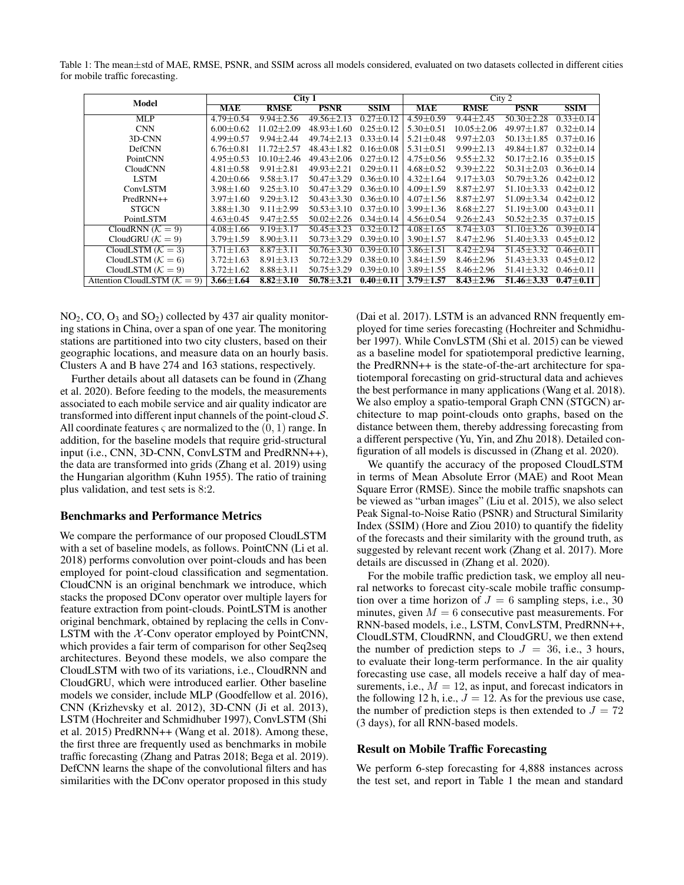Table 1: The mean±std of MAE, RMSE, PSNR, and SSIM across all models considered, evaluated on two datasets collected in different cities for mobile traffic forecasting.

| Model | City 1 | | | | City 2 | | | |
|---|---|---|---|---|---|---|---|---|
| | **MAE** | **RMSE** | **PSNR** | **SSIM** | **MAE** | **RMSE** | **PSNR** | **SSIM** |
| MLP | 4.79±0.54 | 9.94±2.56 | 49.56±2.13 | 0.27±0.12 | 4.59±0.59 | 9.44±2.45 | 50.30±2.28 | 0.33±0.14 |
| CNN | 6.00±0.62 | 11.02±2.09 | 48.93±1.60 | 0.25±0.12 | 5.30±0.51 | 10.05±2.06 | 49.97±1.87 | 0.32±0.14 |
| 3D-CNN | 4.99±0.57 | 9.94±2.44 | 49.74±2.13 | 0.33±0.14 | 5.21±0.48 | 9.97±2.03 | 50.13±1.85 | 0.37±0.16 |
| DefCNN | 6.76±0.81 | 11.72±2.57 | 48.43±1.82 | 0.16±0.08 | 5.31±0.51 | 9.99±2.13 | 49.84±1.87 | 0.32±0.14 |
| PointCNN | 4.95±0.53 | 10.10±2.46 | 49.43±2.06 | 0.27±0.12 | 4.75±0.56 | 9.55±2.32 | 50.17±2.16 | 0.35±0.15 |
| CloudCNN | 4.81±0.58 | 9.91±2.81 | 49.93±2.21 | 0.29±0.11 | 4.68±0.52 | 9.39±2.22 | 50.31±2.03 | 0.36±0.14 |
| LSTM | 4.20±0.66 | 9.58±3.17 | 50.47±3.29 | 0.36±0.10 | 4.32±1.64 | 9.17±3.03 | 50.79±3.26 | 0.42±0.12 |
| ConvLSTM | 3.98±1.60 | 9.25±3.10 | 50.47±3.29 | 0.36±0.10 | 4.09±1.59 | 8.87±2.97 | 51.10±3.33 | 0.42±0.12 |
| PredRNN++ | 3.97±1.60 | 9.29±3.12 | 50.43±3.30 | 0.36±0.10 | 4.07±1.56 | 8.87±2.97 | 51.09±3.34 | 0.42±0.12 |
| STGCN | 3.88±1.30 | 9.11±2.99 | 50.53±3.10 | 0.37±0.10 | 3.99±1.36 | 8.68±2.27 | 51.19±3.00 | 0.43±0.11 |
| PointLSTM | 4.63±0.45 | 9.47±2.55 | 50.02±2.26 | 0.34±0.14 | 4.56±0.54 | 9.26±2.43 | 50.52±2.35 | 0.37±0.15 |
| CloudRNN ($\mathcal{K}=9$) | 4.08±1.66 | 9.19±3.17 | 50.45±3.23 | 0.32±0.12 | 4.08±1.65 | 8.74±3.03 | 51.10±3.26 | 0.39±0.14 |
| CloudGRU ($\mathcal{K}=9$) | 3.79±1.59 | 8.90±3.11 | 50.73±3.29 | 0.39±0.10 | 3.90±1.57 | 8.47±2.96 | 51.40±3.33 | 0.45±0.12 |
| CloudLSTM ($\mathcal{K}=3$) | 3.71±1.63 | 8.87±3.11 | 50.76±3.30 | 0.39±0.10 | 3.86±1.51 | 8.42±2.94 | 51.45±3.32 | 0.46±0.11 |
| CloudLSTM ($\mathcal{K}=6$) | 3.72±1.63 | 8.91±3.13 | 50.72±3.29 | 0.38±0.10 | 3.84±1.59 | 8.46±2.96 | 51.43±3.33 | 0.45±0.12 |
| CloudLSTM ($\mathcal{K}=9$) | 3.72±1.62 | 8.88±3.11 | 50.75±3.29 | 0.39±0.10 | 3.89±1.55 | 8.46±2.96 | 51.41±3.32 | 0.46±0.11 |
| Attention CloudLSTM ($\mathcal{K}=9$) | **3.66±1.64** | **8.82±3.10** | **50.78±3.21** | **0.40±0.11** | **3.79±1.57** | **8.43±2.96** | **51.46±3.33** | **0.47±0.11** |

$NO_2$, CO, $O_3$ and $SO_2$) collected by 437 air quality monitoring stations in China, over a span of one year. The monitoring stations are partitioned into two city clusters, based on their geographic locations, and measure data on an hourly basis. Clusters A and B have 274 and 163 stations, respectively.

Further details about all datasets can be found in (Zhang et al. 2020). Before feeding to the models, the measurements associated to each mobile service and air quality indicator are transformed into different input channels of the point-cloud $\mathcal{S}$. All coordinate features $\varsigma$ are normalized to the $(0, 1)$ range. In addition, for the baseline models that require grid-structural input (i.e., CNN, 3D-CNN, ConvLSTM and PredRNN++), the data are transformed into grids (Zhang et al. 2019) using the Hungarian algorithm (Kuhn 1955). The ratio of training plus validation, and test sets is 8:2.

## Benchmarks and Performance Metrics

We compare the performance of our proposed CloudLSTM with a set of baseline models, as follows. PointCNN (Li et al. 2018) performs convolution over point-clouds and has been employed for point-cloud classification and segmentation. CloudCNN is an original benchmark we introduce, which stacks the proposed DConv operator over multiple layers for feature extraction from point-clouds. PointLSTM is another original benchmark, obtained by replacing the cells in ConvLSTM with the $\mathcal{X}$-Conv operator employed by PointCNN, which provides a fair term of comparison for other Seq2seq architectures. Beyond these models, we also compare the CloudLSTM with two of its variations, i.e., CloudRNN and CloudGRU, which were introduced earlier. Other baseline models we consider, include MLP (Goodfellow et al. 2016), CNN (Krizhevsky et al. 2012), 3D-CNN (Ji et al. 2013), LSTM (Hochreiter and Schmidhuber 1997), ConvLSTM (Shi et al. 2015) PredRNN++ (Wang et al. 2018). Among these, the first three are frequently used as benchmarks in mobile traffic forecasting (Zhang and Patras 2018; Bega et al. 2019). DefCNN learns the shape of the convolutional filters and has similarities with the DConv operator proposed in this study (Dai et al. 2017). LSTM is an advanced RNN frequently employed for time series forecasting (Hochreiter and Schmidhuber 1997). While ConvLSTM (Shi et al. 2015) can be viewed as a baseline model for spatiotemporal predictive learning, the PredRNN++ is the state-of-the-art architecture for spatiotemporal forecasting on grid-structural data and achieves the best performance in many applications (Wang et al. 2018). We also employ a spatio-temporal Graph CNN (STGCN) architecture to map point-clouds onto graphs, based on the distance between them, thereby addressing forecasting from a different perspective (Yu, Yin, and Zhu 2018). Detailed configuration of all models is discussed in (Zhang et al. 2020).

We quantify the accuracy of the proposed CloudLSTM in terms of Mean Absolute Error (MAE) and Root Mean Square Error (RMSE). Since the mobile traffic snapshots can be viewed as "urban images" (Liu et al. 2015), we also select Peak Signal-to-Noise Ratio (PSNR) and Structural Similarity Index (SSIM) (Hore and Ziou 2010) to quantify the fidelity of the forecasts and their similarity with the ground truth, as suggested by relevant recent work (Zhang et al. 2017). More details are discussed in (Zhang et al. 2020).

For the mobile traffic prediction task, we employ all neural networks to forecast city-scale mobile traffic consumption over a time horizon of $J = 6$ sampling steps, i.e., 30 minutes, given $M = 6$ consecutive past measurements. For RNN-based models, i.e., LSTM, ConvLSTM, PredRNN++, CloudLSTM, CloudRNN, and CloudGRU, we then extend the number of prediction steps to $J = 36$, i.e., 3 hours, to evaluate their long-term performance. In the air quality forecasting use case, all models receive a half day of measurements, i.e., $M = 12$, as input, and forecast indicators in the following 12 h, i.e., $J = 12$. As for the previous use case, the number of prediction steps is then extended to $J = 72$ (3 days), for all RNN-based models.

## Result on Mobile Traffic Forecasting

We perform 6-step forecasting for 4,888 instances across the test set, and report in Table 1 the mean and standard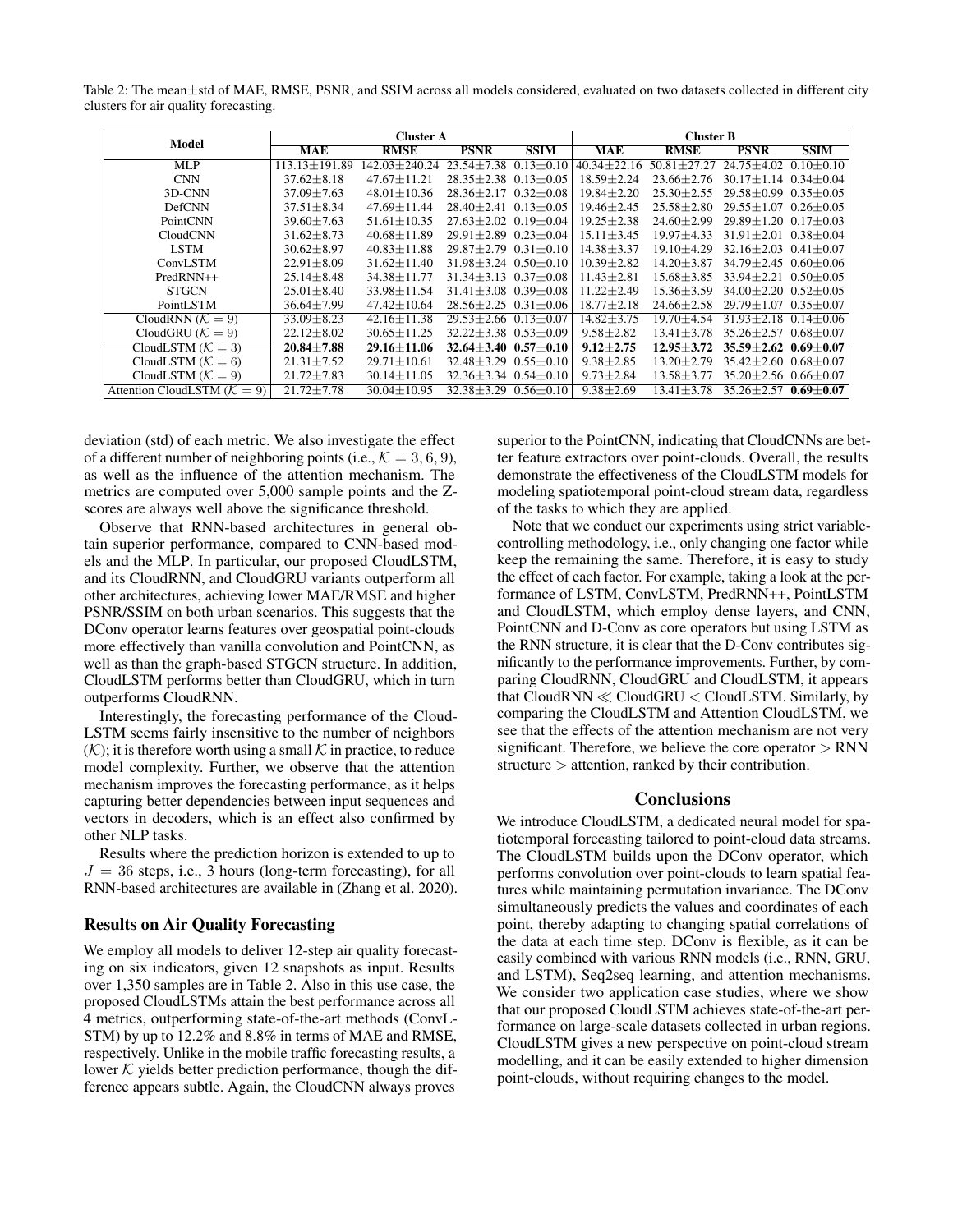Table 2: The mean±std of MAE, RMSE, PSNR, and SSIM across all models considered, evaluated on two datasets collected in different city clusters for air quality forecasting.

| Model | Cluster A | | | | Cluster B | | | |
|---|---|---|---|---|---|---|---|---|
| | MAE | RMSE | PSNR | SSIM | MAE | RMSE | PSNR | SSIM |
| MLP | 113.13±191.89 | 142.03±240.24 | 23.54±7.38 | 0.13±0.10 | 40.34±22.16 | 50.81±27.27 | 24.75±4.02 | 0.10±0.10 |
| CNN | 37.62±8.18 | 47.67±11.21 | 28.35±2.38 | 0.13±0.05 | 18.59±2.24 | 23.66±2.76 | 30.17±1.14 | 0.34±0.04 |
| 3D-CNN | 37.09±7.63 | 48.01±10.36 | 28.36±2.17 | 0.32±0.08 | 19.84±2.20 | 25.30±2.55 | 29.58±0.99 | 0.35±0.05 |
| DefCNN | 37.51±8.34 | 47.69±11.44 | 28.40±2.41 | 0.13±0.05 | 19.46±2.45 | 25.58±2.80 | 29.55±1.07 | 0.26±0.05 |
| PointCNN | 39.60±7.63 | 51.61±10.35 | 27.63±2.02 | 0.19±0.04 | 19.25±2.38 | 24.60±2.99 | 29.89±1.20 | 0.17±0.03 |
| CloudCNN | 31.62±8.73 | 40.68±11.89 | 29.91±2.89 | 0.23±0.04 | 15.11±3.45 | 19.97±4.33 | 31.91±2.01 | 0.38±0.04 |
| LSTM | 30.62±8.97 | 40.83±11.88 | 29.87±2.79 | 0.31±0.10 | 14.38±3.37 | 19.10±4.29 | 32.16±2.03 | 0.41±0.07 |
| ConvLSTM | 22.91±8.09 | 31.62±11.40 | 31.98±3.24 | 0.50±0.10 | 10.39±2.82 | 14.20±3.87 | 34.79±2.45 | 0.60±0.06 |
| PredRNN++ | 25.14±8.48 | 34.38±11.77 | 31.34±3.13 | 0.37±0.08 | 11.43±2.81 | 15.68±3.85 | 33.94±2.21 | 0.50±0.05 |
| STGCN | 25.01±8.40 | 33.98±11.54 | 31.41±3.08 | 0.39±0.08 | 11.22±2.49 | 15.36±3.59 | 34.00±2.20 | 0.52±0.05 |
| PointLSTM | 36.64±7.99 | 47.42±10.64 | 28.56±2.25 | 0.31±0.06 | 18.77±2.18 | 24.66±2.58 | 29.79±1.07 | 0.35±0.07 |
| CloudRNN ($\mathcal{K}=9$) | 33.09±8.23 | 42.16±11.38 | 29.53±2.66 | 0.13±0.07 | 14.82±3.75 | 19.70±4.54 | 31.93±2.18 | 0.14±0.06 |
| CloudGRU ($\mathcal{K}=9$) | 22.12±8.02 | 30.65±11.25 | 32.22±3.38 | 0.53±0.09 | 9.58±2.82 | 13.41±3.78 | 35.26±2.57 | 0.68±0.07 |
| CloudLSTM ($\mathcal{K}=3$) | **20.84±7.88** | **29.16±11.06** | **32.64±3.40** | **0.57±0.10** | **9.12±2.75** | **12.95±3.72** | **35.59±2.62** | **0.69±0.07** |
| CloudLSTM ($\mathcal{K}=6$) | 21.31±7.52 | 29.71±10.61 | 32.48±3.29 | 0.55±0.10 | 9.38±2.85 | 13.20±2.79 | 35.42±2.60 | 0.68±0.07 |
| CloudLSTM ($\mathcal{K}=9$) | 21.72±7.83 | 30.14±11.05 | 32.36±3.34 | 0.54±0.10 | 9.73±2.84 | 13.58±3.77 | 35.20±2.56 | 0.66±0.07 |
| Attention CloudLSTM ($\mathcal{K}=9$) | 21.72±7.78 | 30.04±10.95 | 32.38±3.29 | 0.56±0.10 | 9.38±2.69 | 13.41±3.78 | 35.26±2.57 | **0.69±0.07** |

deviation (std) of each metric. We also investigate the effect of a different number of neighboring points (i.e., $\mathcal{K}=3,6,9$), as well as the influence of the attention mechanism. The metrics are computed over 5,000 sample points and the Z-scores are always well above the significance threshold.

Observe that RNN-based architectures in general obtain superior performance, compared to CNN-based models and the MLP. In particular, our proposed CloudLSTM, and its CloudRNN, and CloudGRU variants outperform all other architectures, achieving lower MAE/RMSE and higher PSNR/SSIM on both urban scenarios. This suggests that the DConv operator learns features over geospatial point-clouds more effectively than vanilla convolution and PointCNN, as well as than the graph-based STGCN structure. In addition, CloudLSTM performs better than CloudGRU, which in turn outperforms CloudRNN.

Interestingly, the forecasting performance of the CloudLSTM seems fairly insensitive to the number of neighbors ($\mathcal{K}$); it is therefore worth using a small $\mathcal{K}$ in practice, to reduce model complexity. Further, we observe that the attention mechanism improves the forecasting performance, as it helps capturing better dependencies between input sequences and vectors in decoders, which is an effect also confirmed by other NLP tasks.

Results where the prediction horizon is extended to up to $J=36$ steps, i.e., 3 hours (long-term forecasting), for all RNN-based architectures are available in (Zhang et al. 2020).

### Results on Air Quality Forecasting

We employ all models to deliver 12-step air quality forecasting on six indicators, given 12 snapshots as input. Results over 1,350 samples are in Table 2. Also in this use case, the proposed CloudLSTMs attain the best performance across all 4 metrics, outperforming state-of-the-art methods (ConvLSTM) by up to 12.2% and 8.8% in terms of MAE and RMSE, respectively. Unlike in the mobile traffic forecasting results, a lower $\mathcal{K}$ yields better prediction performance, though the difference appears subtle. Again, the CloudCNN always proves superior to the PointCNN, indicating that CloudCNNs are better feature extractors over point-clouds. Overall, the results demonstrate the effectiveness of the CloudLSTM models for modeling spatiotemporal point-cloud stream data, regardless of the tasks to which they are applied.

Note that we conduct our experiments using strict variable-controlling methodology, i.e., only changing one factor while keep the remaining the same. Therefore, it is easy to study the effect of each factor. For example, taking a look at the performance of LSTM, ConvLSTM, PredRNN++, PointLSTM and CloudLSTM, which employ dense layers, and CNN, PointCNN and D-Conv as core operators but using LSTM as the RNN structure, it is clear that the D-Conv contributes significantly to the performance improvements. Further, by comparing CloudRNN, CloudGRU and CloudLSTM, it appears that CloudRNN $\ll$ CloudGRU $<$ CloudLSTM. Similarly, by comparing the CloudLSTM and Attention CloudLSTM, we see that the effects of the attention mechanism are not very significant. Therefore, we believe the core operator $>$ RNN structure $>$ attention, ranked by their contribution.

## Conclusions

We introduce CloudLSTM, a dedicated neural model for spatiotemporal forecasting tailored to point-cloud data streams. The CloudLSTM builds upon the DConv operator, which performs convolution over point-clouds to learn spatial features while maintaining permutation invariance. The DConv simultaneously predicts the values and coordinates of each point, thereby adapting to changing spatial correlations of the data at each time step. DConv is flexible, as it can be easily combined with various RNN models (i.e., RNN, GRU, and LSTM), Seq2seq learning, and attention mechanisms. We consider two application case studies, where we show that our proposed CloudLSTM achieves state-of-the-art performance on large-scale datasets collected in urban regions. CloudLSTM gives a new perspective on point-cloud stream modelling, and it can be easily extended to higher dimension point-clouds, without requiring changes to the model.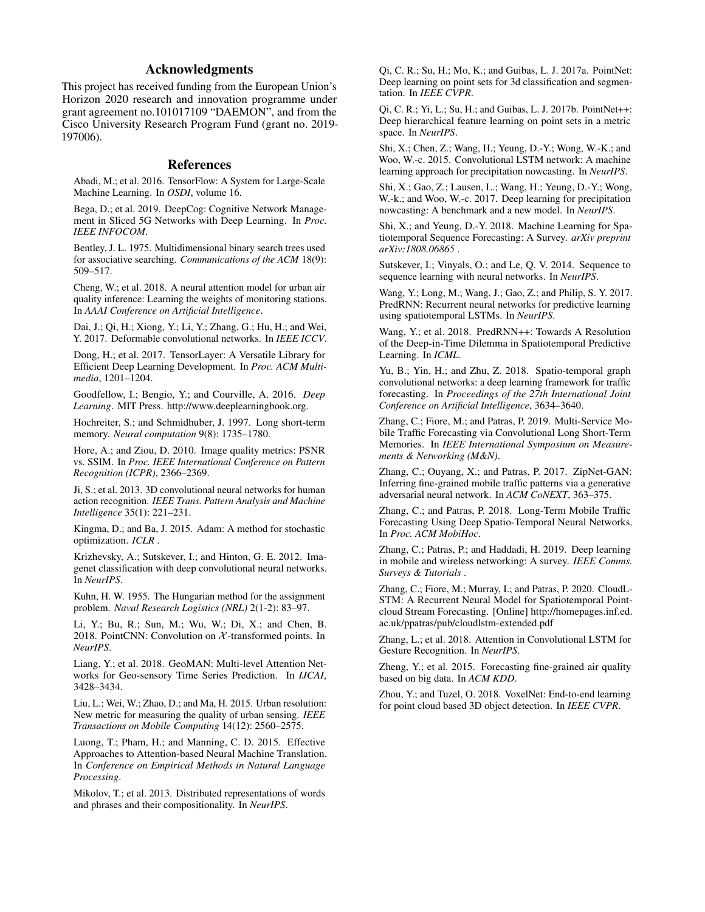## Acknowledgments

This project has received funding from the European Union's Horizon 2020 research and innovation programme under grant agreement no.101017109 "DAEMON", and from the Cisco University Research Program Fund (grant no. 2019-197006).

## References

Abadi, M.; et al. 2016. TensorFlow: A System for Large-Scale Machine Learning. In *OSDI*, volume 16.

Bega, D.; et al. 2019. DeepCog: Cognitive Network Management in Sliced 5G Networks with Deep Learning. In *Proc. IEEE INFOCOM*.

Bentley, J. L. 1975. Multidimensional binary search trees used for associative searching. *Communications of the ACM* 18(9): 509–517.

Cheng, W.; et al. 2018. A neural attention model for urban air quality inference: Learning the weights of monitoring stations. In *AAAI Conference on Artificial Intelligence*.

Dai, J.; Qi, H.; Xiong, Y.; Li, Y.; Zhang, G.; Hu, H.; and Wei, Y. 2017. Deformable convolutional networks. In *IEEE ICCV*.

Dong, H.; et al. 2017. TensorLayer: A Versatile Library for Efficient Deep Learning Development. In *Proc. ACM Multimedia*, 1201–1204.

Goodfellow, I.; Bengio, Y.; and Courville, A. 2016. *Deep Learning*. MIT Press. http://www.deeplearningbook.org.

Hochreiter, S.; and Schmidhuber, J. 1997. Long short-term memory. *Neural computation* 9(8): 1735–1780.

Hore, A.; and Ziou, D. 2010. Image quality metrics: PSNR vs. SSIM. In *Proc. IEEE International Conference on Pattern Recognition (ICPR)*, 2366–2369.

Ji, S.; et al. 2013. 3D convolutional neural networks for human action recognition. *IEEE Trans. Pattern Analysis and Machine Intelligence* 35(1): 221–231.

Kingma, D.; and Ba, J. 2015. Adam: A method for stochastic optimization. *ICLR* .

Krizhevsky, A.; Sutskever, I.; and Hinton, G. E. 2012. Imagenet classification with deep convolutional neural networks. In *NeurIPS*.

Kuhn, H. W. 1955. The Hungarian method for the assignment problem. *Naval Research Logistics (NRL)* 2(1-2): 83–97.

Li, Y.; Bu, R.; Sun, M.; Wu, W.; Di, X.; and Chen, B. 2018. PointCNN: Convolution on $\mathcal{X}$-transformed points. In *NeurIPS*.

Liang, Y.; et al. 2018. GeoMAN: Multi-level Attention Networks for Geo-sensory Time Series Prediction. In *IJCAI*, 3428–3434.

Liu, L.; Wei, W.; Zhao, D.; and Ma, H. 2015. Urban resolution: New metric for measuring the quality of urban sensing. *IEEE Transactions on Mobile Computing* 14(12): 2560–2575.

Luong, T.; Pham, H.; and Manning, C. D. 2015. Effective Approaches to Attention-based Neural Machine Translation. In *Conference on Empirical Methods in Natural Language Processing*.

Mikolov, T.; et al. 2013. Distributed representations of words and phrases and their compositionality. In *NeurIPS*.

Qi, C. R.; Su, H.; Mo, K.; and Guibas, L. J. 2017a. PointNet: Deep learning on point sets for 3d classification and segmentation. In *IEEE CVPR*.

Qi, C. R.; Yi, L.; Su, H.; and Guibas, L. J. 2017b. PointNet++: Deep hierarchical feature learning on point sets in a metric space. In *NeurIPS*.

Shi, X.; Chen, Z.; Wang, H.; Yeung, D.-Y.; Wong, W.-K.; and Woo, W.-c. 2015. Convolutional LSTM network: A machine learning approach for precipitation nowcasting. In *NeurIPS*.

Shi, X.; Gao, Z.; Lausen, L.; Wang, H.; Yeung, D.-Y.; Wong, W.-k.; and Woo, W.-c. 2017. Deep learning for precipitation nowcasting: A benchmark and a new model. In *NeurIPS*.

Shi, X.; and Yeung, D.-Y. 2018. Machine Learning for Spatiotemporal Sequence Forecasting: A Survey. *arXiv preprint arXiv:1808.06865* .

Sutskever, I.; Vinyals, O.; and Le, Q. V. 2014. Sequence to sequence learning with neural networks. In *NeurIPS*.

Wang, Y.; Long, M.; Wang, J.; Gao, Z.; and Philip, S. Y. 2017. PredRNN: Recurrent neural networks for predictive learning using spatiotemporal LSTMs. In *NeurIPS*.

Wang, Y.; et al. 2018. PredRNN++: Towards A Resolution of the Deep-in-Time Dilemma in Spatiotemporal Predictive Learning. In *ICML*.

Yu, B.; Yin, H.; and Zhu, Z. 2018. Spatio-temporal graph convolutional networks: a deep learning framework for traffic forecasting. In *Proceedings of the 27th International Joint Conference on Artificial Intelligence*, 3634–3640.

Zhang, C.; Fiore, M.; and Patras, P. 2019. Multi-Service Mobile Traffic Forecasting via Convolutional Long Short-Term Memories. In *IEEE International Symposium on Measurements & Networking (M&N)*.

Zhang, C.; Ouyang, X.; and Patras, P. 2017. ZipNet-GAN: Inferring fine-grained mobile traffic patterns via a generative adversarial neural network. In *ACM CoNEXT*, 363–375.

Zhang, C.; and Patras, P. 2018. Long-Term Mobile Traffic Forecasting Using Deep Spatio-Temporal Neural Networks. In *Proc. ACM MobiHoc*.

Zhang, C.; Patras, P.; and Haddadi, H. 2019. Deep learning in mobile and wireless networking: A survey. *IEEE Comms. Surveys & Tutorials* .

Zhang, C.; Fiore, M.; Murray, I.; and Patras, P. 2020. CloudLSTM: A Recurrent Neural Model for Spatiotemporal Point-cloud Stream Forecasting. [Online] http://homepages.inf.ed.ac.uk/ppatras/pub/cloudlstm-extended.pdf

Zhang, L.; et al. 2018. Attention in Convolutional LSTM for Gesture Recognition. In *NeurIPS*.

Zheng, Y.; et al. 2015. Forecasting fine-grained air quality based on big data. In *ACM KDD*.

Zhou, Y.; and Tuzel, O. 2018. VoxelNet: End-to-end learning for point cloud based 3D object detection. In *IEEE CVPR*.